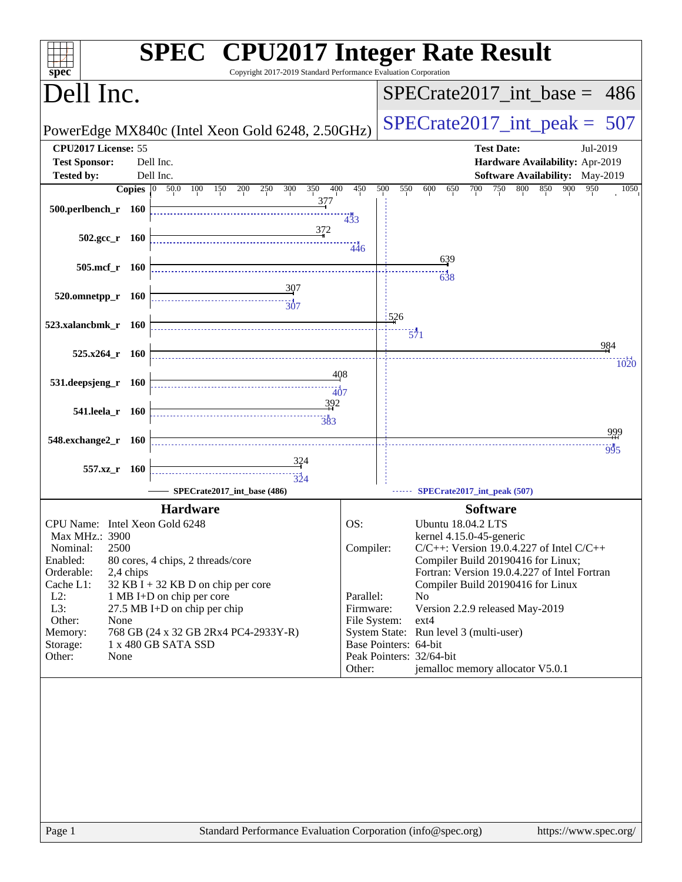# SPEC CPU2017 Integer Rate Result

Copyright 2017-2019 Standard Performance Evaluation Corporation

## Dell Inc.

PowerEdge MX840c (Intel Xeon Gold 6248, 2.50GHz)

SPECrate2017_int_base = 486

SPECrate2017_int_peak = 507

**CPU2017 License:** 55
**Test Sponsor:** Dell Inc.
**Tested by:** Dell Inc.

**Test Date:** Jul-2019
**Hardware Availability:** Apr-2019
**Software Availability:** May-2019

| Benchmark | Copies | Base | Peak |
|---|---|---|---|
| 500.perlbench_r | 160 | 377 | 433 |
| 502.gcc_r | 160 | 372 | 446 |
| 505.mcf_r | 160 | 639 | 638 |
| 520.omnetpp_r | 160 | 307 | 307 |
| 523.xalancbmk_r | 160 | 526 | 571 |
| 525.x264_r | 160 | 984 | 1020 |
| 531.deepsjeng_r | 160 | 408 | 407 |
| 541.leela_r | 160 | 392 | 383 |
| 548.exchange2_r | 160 | 999 | 995 |
| 557.xz_r | 160 | 324 | 324 |

SPECrate2017_int_base (486) — SPECrate2017_int_peak (507)

### Hardware

| | |
|---|---|
| CPU Name: | Intel Xeon Gold 6248 |
| Max MHz.: | 3900 |
| Nominal: | 2500 |
| Enabled: | 80 cores, 4 chips, 2 threads/core |
| Orderable: | 2,4 chips |
| Cache L1: | 32 KB I + 32 KB D on chip per core |
| L2: | 1 MB I+D on chip per core |
| L3: | 27.5 MB I+D on chip per chip |
| Other: | None |
| Memory: | 768 GB (24 x 32 GB 2Rx4 PC4-2933Y-R) |
| Storage: | 1 x 480 GB SATA SSD |
| Other: | None |

### Software

| | |
|---|---|
| OS: | Ubuntu 18.04.2 LTS<br>kernel 4.15.0-45-generic |
| Compiler: | C/C++: Version 19.0.4.227 of Intel C/C++ Compiler Build 20190416 for Linux;<br>Fortran: Version 19.0.4.227 of Intel Fortran Compiler Build 20190416 for Linux |
| Parallel: | No |
| Firmware: | Version 2.2.9 released May-2019 |
| File System: | ext4 |
| System State: | Run level 3 (multi-user) |
| Base Pointers: | 64-bit |
| Peak Pointers: | 32/64-bit |
| Other: | jemalloc memory allocator V5.0.1 |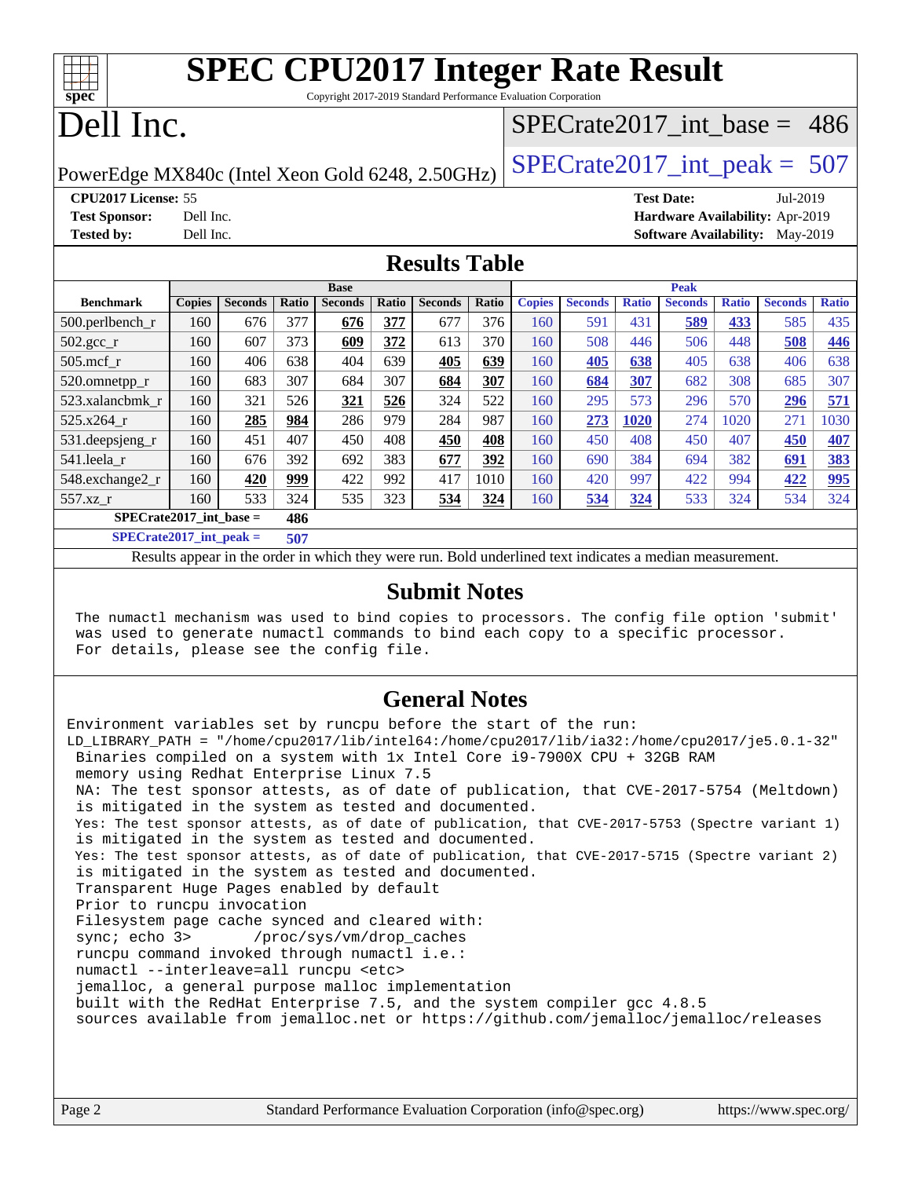# SPEC CPU2017 Integer Rate Result

Copyright 2017-2019 Standard Performance Evaluation Corporation

# Dell Inc.

PowerEdge MX840c (Intel Xeon Gold 6248, 2.50GHz)

SPECrate2017_int_base = 486

SPECrate2017_int_peak = 507

**CPU2017 License:** 55
**Test Sponsor:** Dell Inc.
**Tested by:** Dell Inc.

**Test Date:** Jul-2019
**Hardware Availability:** Apr-2019
**Software Availability:** May-2019

## Results Table

| | Base | | | | | | | Peak | | | | | | |
|---|---|---|---|---|---|---|---|---|---|---|---|---|---|---|
| **Benchmark** | **Copies** | **Seconds** | **Ratio** | **Seconds** | **Ratio** | **Seconds** | **Ratio** | **Copies** | **Seconds** | **Ratio** | **Seconds** | **Ratio** | **Seconds** | **Ratio** |
| 500.perlbench_r | 160 | 676 | 377 | **676** | **377** | 677 | 376 | 160 | 591 | 431 | **589** | **433** | 585 | 435 |
| 502.gcc_r | 160 | 607 | 373 | **609** | **372** | 613 | 370 | 160 | 508 | 446 | 506 | 448 | **508** | **446** |
| 505.mcf_r | 160 | 406 | 638 | 404 | 639 | **405** | **639** | 160 | **405** | **638** | 405 | 638 | 406 | 638 |
| 520.omnetpp_r | 160 | 683 | 307 | 684 | 307 | **684** | **307** | 160 | **684** | **307** | 682 | 308 | 685 | 307 |
| 523.xalancbmk_r | 160 | 321 | 526 | **321** | **526** | 324 | 522 | 160 | 295 | 573 | 296 | 570 | **296** | **571** |
| 525.x264_r | 160 | **285** | **984** | 286 | 979 | 284 | 987 | 160 | **273** | **1020** | 274 | 1020 | 271 | 1030 |
| 531.deepsjeng_r | 160 | 451 | 407 | 450 | 408 | **450** | **408** | 160 | 450 | 408 | 450 | 407 | **450** | **407** |
| 541.leela_r | 160 | 676 | 392 | 692 | 383 | **677** | **392** | 160 | 690 | 384 | 694 | 382 | **691** | **383** |
| 548.exchange2_r | 160 | **420** | **999** | 422 | 992 | 417 | 1010 | 160 | 420 | 997 | 422 | 994 | **422** | **995** |
| 557.xz_r | 160 | 533 | 324 | 535 | 323 | **534** | **324** | 160 | **534** | **324** | 533 | 324 | 534 | 324 |

**SPECrate2017_int_base = 486**

**SPECrate2017_int_peak = 507**

Results appear in the order in which they were run. Bold underlined text indicates a median measurement.

## Submit Notes

```
The numactl mechanism was used to bind copies to processors. The config file option 'submit'
was used to generate numactl commands to bind each copy to a specific processor.
For details, please see the config file.
```

## General Notes

```
Environment variables set by runcpu before the start of the run:
LD_LIBRARY_PATH = "/home/cpu2017/lib/intel64:/home/cpu2017/lib/ia32:/home/cpu2017/je5.0.1-32"
 Binaries compiled on a system with 1x Intel Core i9-7900X CPU + 32GB RAM
 memory using Redhat Enterprise Linux 7.5
 NA: The test sponsor attests, as of date of publication, that CVE-2017-5754 (Meltdown)
 is mitigated in the system as tested and documented.
 Yes: The test sponsor attests, as of date of publication, that CVE-2017-5753 (Spectre variant 1)
 is mitigated in the system as tested and documented.
 Yes: The test sponsor attests, as of date of publication, that CVE-2017-5715 (Spectre variant 2)
 is mitigated in the system as tested and documented.
 Transparent Huge Pages enabled by default
 Prior to runcpu invocation
 Filesystem page cache synced and cleared with:
 sync; echo 3>       /proc/sys/vm/drop_caches
 runcpu command invoked through numactl i.e.:
 numactl --interleave=all runcpu <etc>
 jemalloc, a general purpose malloc implementation
 built with the RedHat Enterprise 7.5, and the system compiler gcc 4.8.5
 sources available from jemalloc.net or https://github.com/jemalloc/jemalloc/releases
```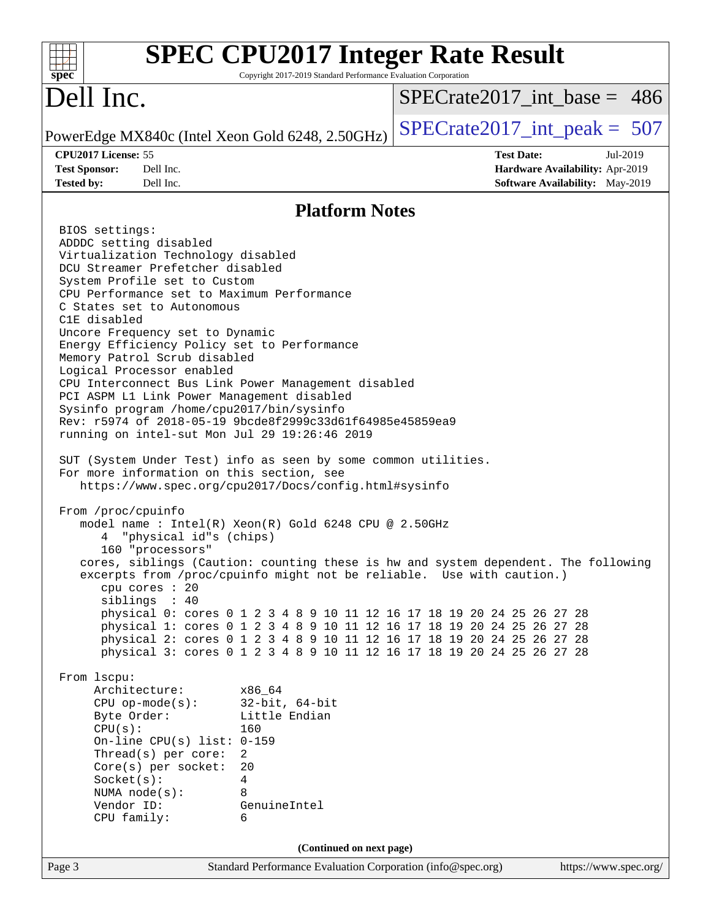## Platform Notes

```
BIOS settings:
ADDDC setting disabled
Virtualization Technology disabled
DCU Streamer Prefetcher disabled
System Profile set to Custom
CPU Performance set to Maximum Performance
C States set to Autonomous
C1E disabled
Uncore Frequency set to Dynamic
Energy Efficiency Policy set to Performance
Memory Patrol Scrub disabled
Logical Processor enabled
CPU Interconnect Bus Link Power Management disabled
PCI ASPM L1 Link Power Management disabled
Sysinfo program /home/cpu2017/bin/sysinfo
Rev: r5974 of 2018-05-19 9bcde8f2999c33d61f64985e45859ea9
running on intel-sut Mon Jul 29 19:26:46 2019

SUT (System Under Test) info as seen by some common utilities.
For more information on this section, see
   https://www.spec.org/cpu2017/Docs/config.html#sysinfo

From /proc/cpuinfo
   model name : Intel(R) Xeon(R) Gold 6248 CPU @ 2.50GHz
      4  "physical id"s (chips)
      160 "processors"
   cores, siblings (Caution: counting these is hw and system dependent. The following
   excerpts from /proc/cpuinfo might not be reliable.  Use with caution.)
      cpu cores : 20
      siblings  : 40
      physical 0: cores 0 1 2 3 4 8 9 10 11 12 16 17 18 19 20 24 25 26 27 28
      physical 1: cores 0 1 2 3 4 8 9 10 11 12 16 17 18 19 20 24 25 26 27 28
      physical 2: cores 0 1 2 3 4 8 9 10 11 12 16 17 18 19 20 24 25 26 27 28
      physical 3: cores 0 1 2 3 4 8 9 10 11 12 16 17 18 19 20 24 25 26 27 28

From lscpu:
     Architecture:        x86_64
     CPU op-mode(s):      32-bit, 64-bit
     Byte Order:          Little Endian
     CPU(s):              160
     On-line CPU(s) list: 0-159
     Thread(s) per core:  2
     Core(s) per socket:  20
     Socket(s):           4
     NUMA node(s):        8
     Vendor ID:           GenuineIntel
     CPU family:          6
```

(Continued on next page)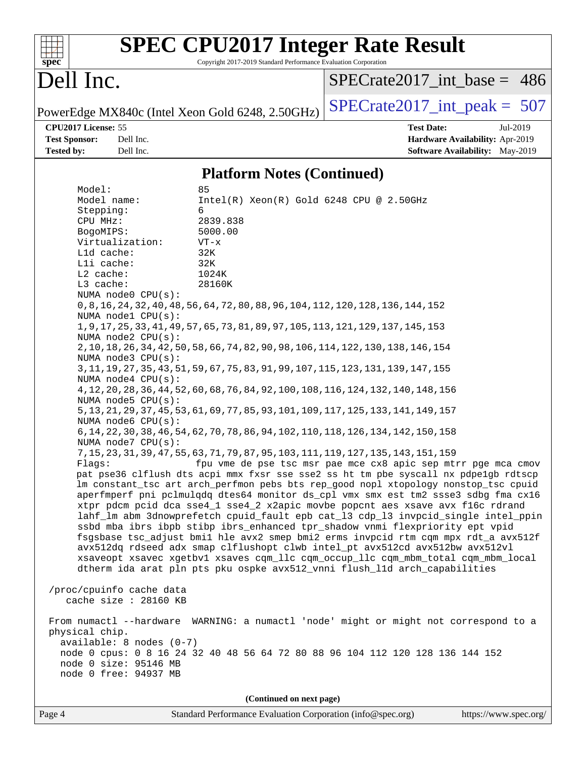# SPEC CPU2017 Integer Rate Result

Copyright 2017-2019 Standard Performance Evaluation Corporation

## Dell Inc.

PowerEdge MX840c (Intel Xeon Gold 6248, 2.50GHz)

SPECrate2017_int_base = 486

SPECrate2017_int_peak = 507

**CPU2017 License:** 55
**Test Sponsor:** Dell Inc.
**Tested by:** Dell Inc.

**Test Date:** Jul-2019
**Hardware Availability:** Apr-2019
**Software Availability:** May-2019

### Platform Notes (Continued)

```
     Model:                 85
     Model name:            Intel(R) Xeon(R) Gold 6248 CPU @ 2.50GHz
     Stepping:              6
     CPU MHz:               2839.838
     BogoMIPS:              5000.00
     Virtualization:        VT-x
     L1d cache:             32K
     L1i cache:             32K
     L2 cache:              1024K
     L3 cache:              28160K
     NUMA node0 CPU(s):
     0,8,16,24,32,40,48,56,64,72,80,88,96,104,112,120,128,136,144,152
     NUMA node1 CPU(s):
     1,9,17,25,33,41,49,57,65,73,81,89,97,105,113,121,129,137,145,153
     NUMA node2 CPU(s):
     2,10,18,26,34,42,50,58,66,74,82,90,98,106,114,122,130,138,146,154
     NUMA node3 CPU(s):
     3,11,19,27,35,43,51,59,67,75,83,91,99,107,115,123,131,139,147,155
     NUMA node4 CPU(s):
     4,12,20,28,36,44,52,60,68,76,84,92,100,108,116,124,132,140,148,156
     NUMA node5 CPU(s):
     5,13,21,29,37,45,53,61,69,77,85,93,101,109,117,125,133,141,149,157
     NUMA node6 CPU(s):
     6,14,22,30,38,46,54,62,70,78,86,94,102,110,118,126,134,142,150,158
     NUMA node7 CPU(s):
     7,15,23,31,39,47,55,63,71,79,87,95,103,111,119,127,135,143,151,159
     Flags:                 fpu vme de pse tsc msr pae mce cx8 apic sep mtrr pge mca cmov
     pat pse36 clflush dts acpi mmx fxsr sse sse2 ss ht tm pbe syscall nx pdpe1gb rdtscp
     lm constant_tsc art arch_perfmon pebs bts rep_good nopl xtopology nonstop_tsc cpuid
     aperfmperf pni pclmulqdq dtes64 monitor ds_cpl vmx smx est tm2 ssse3 sdbg fma cx16
     xtpr pdcm pcid dca sse4_1 sse4_2 x2apic movbe popcnt aes xsave avx f16c rdrand
     lahf_lm abm 3dnowprefetch cpuid_fault epb cat_l3 cdp_l3 invpcid_single intel_ppin
     ssbd mba ibrs ibpb stibp ibrs_enhanced tpr_shadow vnmi flexpriority ept vpid
     fsgsbase tsc_adjust bmi1 hle avx2 smep bmi2 erms invpcid rtm cqm mpx rdt_a avx512f
     avx512dq rdseed adx smap clflushopt clwb intel_pt avx512cd avx512bw avx512vl
     xsaveopt xsavec xgetbv1 xsaves cqm_llc cqm_occup_llc cqm_mbm_total cqm_mbm_local
     dtherm ida arat pln pts pku ospke avx512_vnni flush_l1d arch_capabilities

 /proc/cpuinfo cache data
    cache size : 28160 KB

 From numactl --hardware  WARNING: a numactl 'node' might or might not correspond to a
 physical chip.
   available: 8 nodes (0-7)
   node 0 cpus: 0 8 16 24 32 40 48 56 64 72 80 88 96 104 112 120 128 136 144 152
   node 0 size: 95146 MB
   node 0 free: 94937 MB
```

(Continued on next page)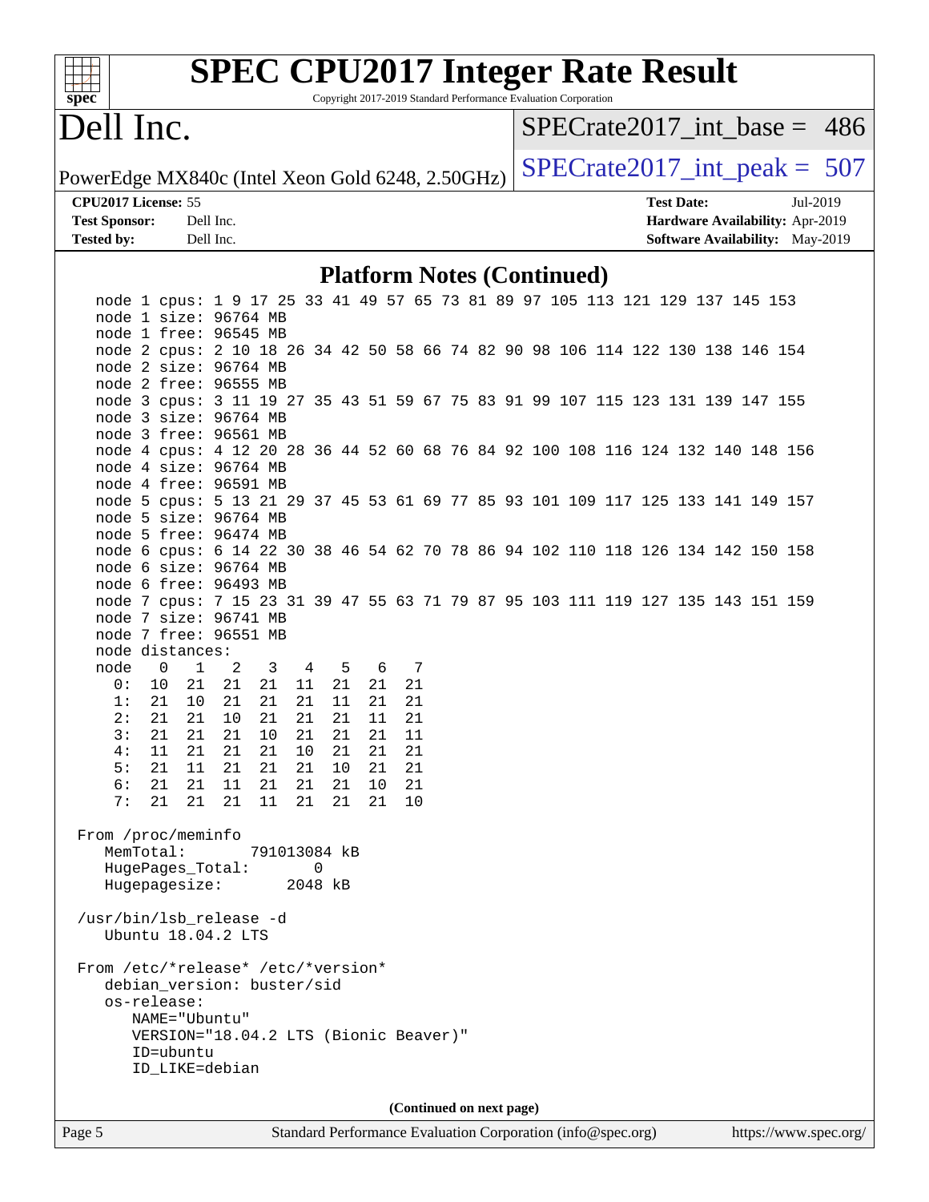# SPEC CPU2017 Integer Rate Result

Copyright 2017-2019 Standard Performance Evaluation Corporation

# Dell Inc.

PowerEdge MX840c (Intel Xeon Gold 6248, 2.50GHz)

SPECrate2017_int_base = 486

SPECrate2017_int_peak = 507

**CPU2017 License:** 55
**Test Sponsor:** Dell Inc.
**Tested by:** Dell Inc.

**Test Date:** Jul-2019
**Hardware Availability:** Apr-2019
**Software Availability:** May-2019

## Platform Notes (Continued)

```
   node 1 cpus: 1 9 17 25 33 41 49 57 65 73 81 89 97 105 113 121 129 137 145 153
   node 1 size: 96764 MB
   node 1 free: 96545 MB
   node 2 cpus: 2 10 18 26 34 42 50 58 66 74 82 90 98 106 114 122 130 138 146 154
   node 2 size: 96764 MB
   node 2 free: 96555 MB
   node 3 cpus: 3 11 19 27 35 43 51 59 67 75 83 91 99 107 115 123 131 139 147 155
   node 3 size: 96764 MB
   node 3 free: 96561 MB
   node 4 cpus: 4 12 20 28 36 44 52 60 68 76 84 92 100 108 116 124 132 140 148 156
   node 4 size: 96764 MB
   node 4 free: 96591 MB
   node 5 cpus: 5 13 21 29 37 45 53 61 69 77 85 93 101 109 117 125 133 141 149 157
   node 5 size: 96764 MB
   node 5 free: 96474 MB
   node 6 cpus: 6 14 22 30 38 46 54 62 70 78 86 94 102 110 118 126 134 142 150 158
   node 6 size: 96764 MB
   node 6 free: 96493 MB
   node 7 cpus: 7 15 23 31 39 47 55 63 71 79 87 95 103 111 119 127 135 143 151 159
   node 7 size: 96741 MB
   node 7 free: 96551 MB
   node distances:
   node   0   1   2   3   4   5   6   7
     0:  10  21  21  21  11  21  21  21
     1:  21  10  21  21  21  11  21  21
     2:  21  21  10  21  21  21  11  21
     3:  21  21  21  10  21  21  21  11
     4:  11  21  21  21  10  21  21  21
     5:  21  11  21  21  21  10  21  21
     6:  21  21  11  21  21  21  10  21
     7:  21  21  21  11  21  21  21  10

 From /proc/meminfo
    MemTotal:       791013084 kB
    HugePages_Total:       0
    Hugepagesize:       2048 kB

 /usr/bin/lsb_release -d
    Ubuntu 18.04.2 LTS

 From /etc/*release* /etc/*version*
    debian_version: buster/sid
    os-release:
       NAME="Ubuntu"
       VERSION="18.04.2 LTS (Bionic Beaver)"
       ID=ubuntu
       ID_LIKE=debian
```

(Continued on next page)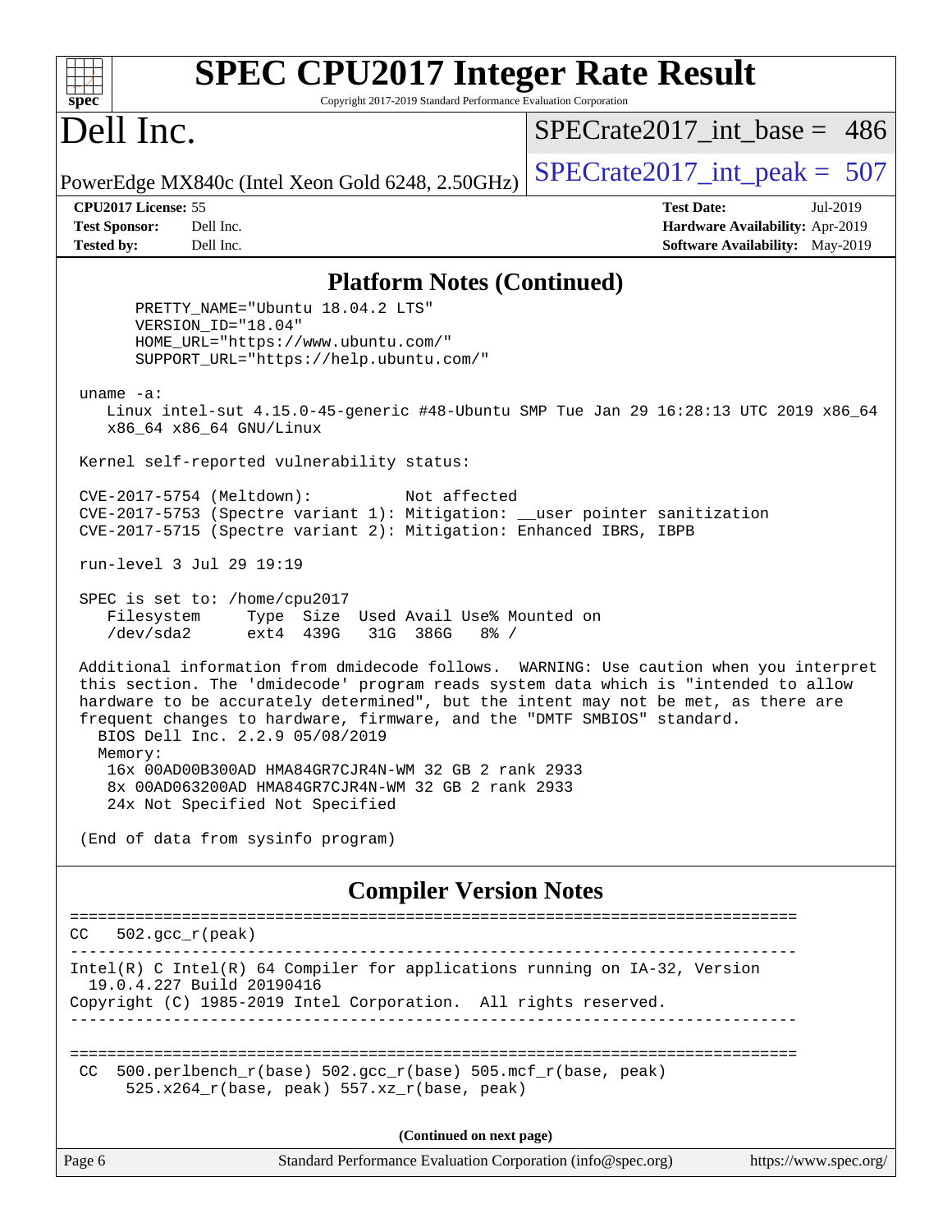# SPEC CPU2017 Integer Rate Result

Copyright 2017-2019 Standard Performance Evaluation Corporation

## Dell Inc.

PowerEdge MX840c (Intel Xeon Gold 6248, 2.50GHz)

SPECrate2017_int_base = 486

SPECrate2017_int_peak = 507

**CPU2017 License:** 55
**Test Sponsor:** Dell Inc.
**Tested by:** Dell Inc.

**Test Date:** Jul-2019
**Hardware Availability:** Apr-2019
**Software Availability:** May-2019

## Platform Notes (Continued)

```
      PRETTY_NAME="Ubuntu 18.04.2 LTS"
      VERSION_ID="18.04"
      HOME_URL="https://www.ubuntu.com/"
      SUPPORT_URL="https://help.ubuntu.com/"

 uname -a:
    Linux intel-sut 4.15.0-45-generic #48-Ubuntu SMP Tue Jan 29 16:28:13 UTC 2019 x86_64
    x86_64 x86_64 GNU/Linux

 Kernel self-reported vulnerability status:

 CVE-2017-5754 (Meltdown):          Not affected
 CVE-2017-5753 (Spectre variant 1): Mitigation: __user pointer sanitization
 CVE-2017-5715 (Spectre variant 2): Mitigation: Enhanced IBRS, IBPB

 run-level 3 Jul 29 19:19

 SPEC is set to: /home/cpu2017
    Filesystem     Type  Size  Used Avail Use% Mounted on
    /dev/sda2      ext4  439G   31G  386G   8% /

 Additional information from dmidecode follows.  WARNING: Use caution when you interpret
 this section. The 'dmidecode' program reads system data which is "intended to allow
 hardware to be accurately determined", but the intent may not be met, as there are
 frequent changes to hardware, firmware, and the "DMTF SMBIOS" standard.
   BIOS Dell Inc. 2.2.9 05/08/2019
   Memory:
    16x 00AD00B300AD HMA84GR7CJR4N-WM 32 GB 2 rank 2933
    8x 00AD063200AD HMA84GR7CJR4N-WM 32 GB 2 rank 2933
    24x Not Specified Not Specified

 (End of data from sysinfo program)
```

## Compiler Version Notes

```
==============================================================================
CC  502.gcc_r(peak)
------------------------------------------------------------------------------
Intel(R) C Intel(R) 64 Compiler for applications running on IA-32, Version
  19.0.4.227 Build 20190416
Copyright (C) 1985-2019 Intel Corporation.  All rights reserved.
------------------------------------------------------------------------------

==============================================================================
 CC  500.perlbench_r(base) 502.gcc_r(base) 505.mcf_r(base, peak)
      525.x264_r(base, peak) 557.xz_r(base, peak)
```

**(Continued on next page)**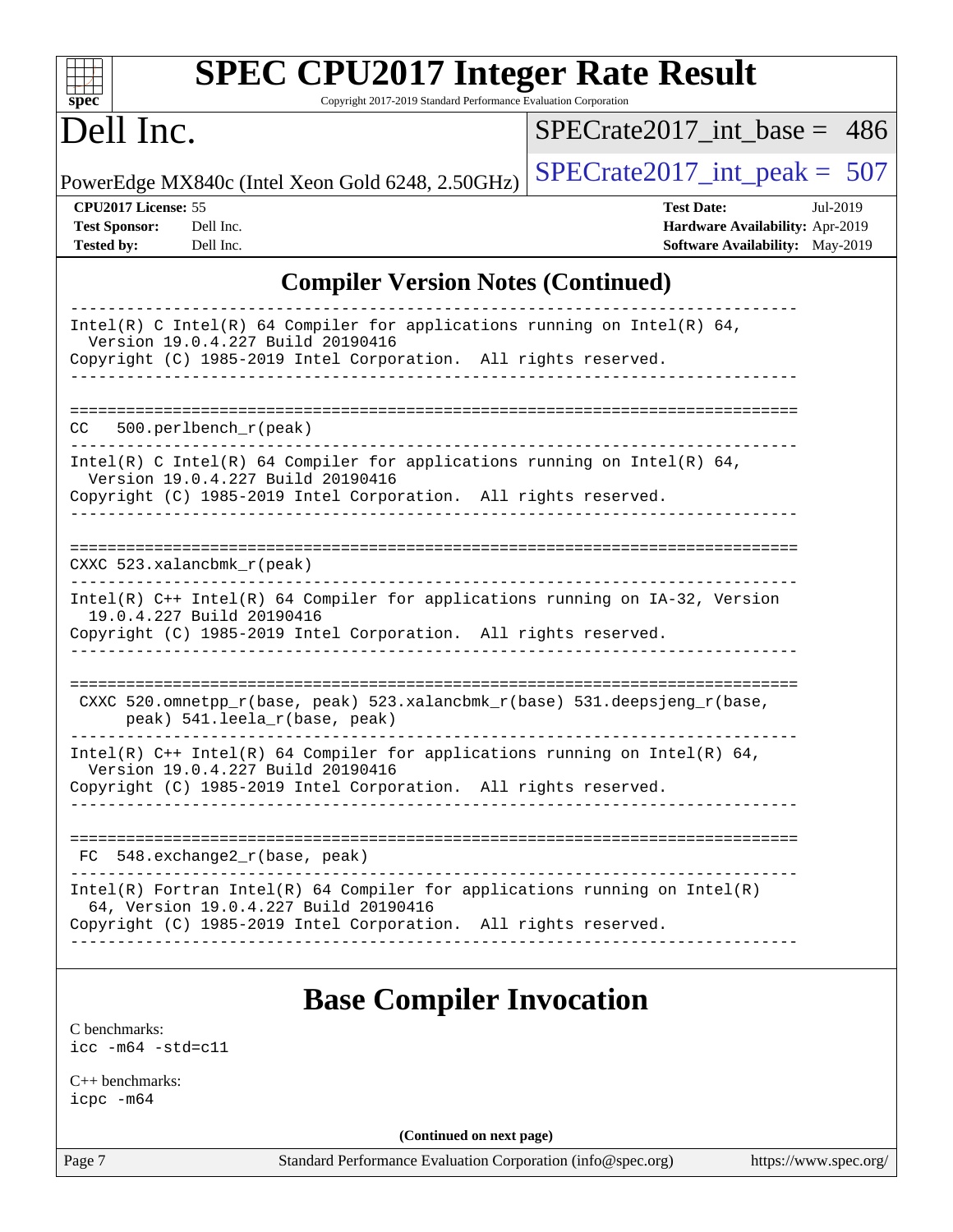## Compiler Version Notes (Continued)

```
------------------------------------------------------------------------------
Intel(R) C Intel(R) 64 Compiler for applications running on Intel(R) 64,
  Version 19.0.4.227 Build 20190416
Copyright (C) 1985-2019 Intel Corporation.  All rights reserved.
------------------------------------------------------------------------------

==============================================================================
CC   500.perlbench_r(peak)
------------------------------------------------------------------------------
Intel(R) C Intel(R) 64 Compiler for applications running on Intel(R) 64,
  Version 19.0.4.227 Build 20190416
Copyright (C) 1985-2019 Intel Corporation.  All rights reserved.
------------------------------------------------------------------------------

==============================================================================
CXXC 523.xalancbmk_r(peak)
------------------------------------------------------------------------------
Intel(R) C++ Intel(R) 64 Compiler for applications running on IA-32, Version
  19.0.4.227 Build 20190416
Copyright (C) 1985-2019 Intel Corporation.  All rights reserved.
------------------------------------------------------------------------------

==============================================================================
 CXXC 520.omnetpp_r(base, peak) 523.xalancbmk_r(base) 531.deepsjeng_r(base,
      peak) 541.leela_r(base, peak)
------------------------------------------------------------------------------
Intel(R) C++ Intel(R) 64 Compiler for applications running on Intel(R) 64,
  Version 19.0.4.227 Build 20190416
Copyright (C) 1985-2019 Intel Corporation.  All rights reserved.
------------------------------------------------------------------------------

==============================================================================
 FC  548.exchange2_r(base, peak)
------------------------------------------------------------------------------
Intel(R) Fortran Intel(R) 64 Compiler for applications running on Intel(R)
  64, Version 19.0.4.227 Build 20190416
Copyright (C) 1985-2019 Intel Corporation.  All rights reserved.
------------------------------------------------------------------------------
```

## Base Compiler Invocation

C benchmarks:
`icc -m64 -std=c11`

C++ benchmarks:
`icpc -m64`

**(Continued on next page)**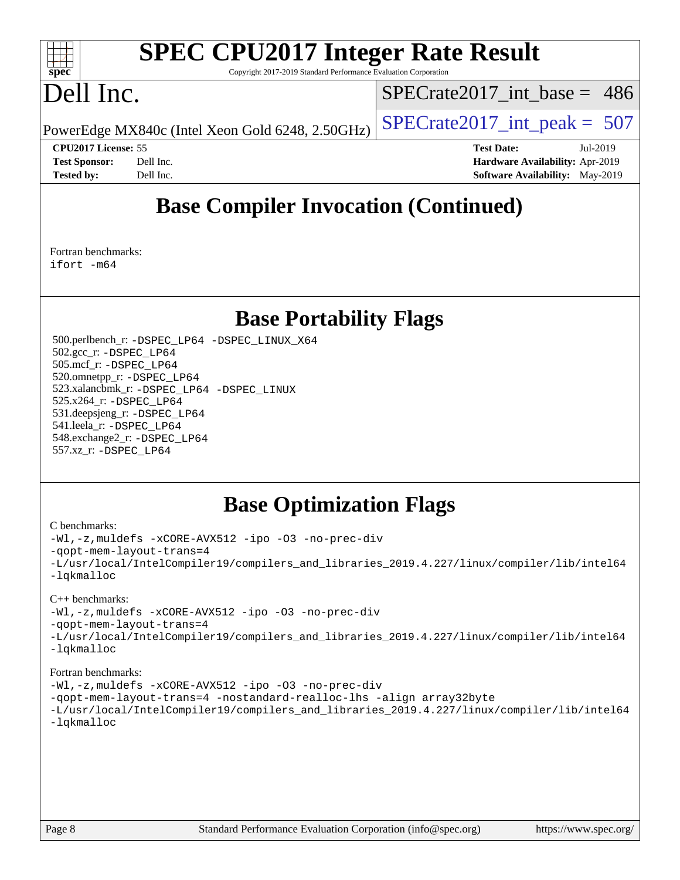# Base Compiler Invocation (Continued)

Fortran benchmarks:
```
ifort -m64
```

# Base Portability Flags

500.perlbench_r: `-DSPEC_LP64 -DSPEC_LINUX_X64`
502.gcc_r: `-DSPEC_LP64`
505.mcf_r: `-DSPEC_LP64`
520.omnetpp_r: `-DSPEC_LP64`
523.xalancbmk_r: `-DSPEC_LP64 -DSPEC_LINUX`
525.x264_r: `-DSPEC_LP64`
531.deepsjeng_r: `-DSPEC_LP64`
541.leela_r: `-DSPEC_LP64`
548.exchange2_r: `-DSPEC_LP64`
557.xz_r: `-DSPEC_LP64`

# Base Optimization Flags

C benchmarks:
```
-Wl,-z,muldefs -xCORE-AVX512 -ipo -O3 -no-prec-div
-qopt-mem-layout-trans=4
-L/usr/local/IntelCompiler19/compilers_and_libraries_2019.4.227/linux/compiler/lib/intel64
-lqkmalloc
```

C++ benchmarks:
```
-Wl,-z,muldefs -xCORE-AVX512 -ipo -O3 -no-prec-div
-qopt-mem-layout-trans=4
-L/usr/local/IntelCompiler19/compilers_and_libraries_2019.4.227/linux/compiler/lib/intel64
-lqkmalloc
```

Fortran benchmarks:
```
-Wl,-z,muldefs -xCORE-AVX512 -ipo -O3 -no-prec-div
-qopt-mem-layout-trans=4 -nostandard-realloc-lhs -align array32byte
-L/usr/local/IntelCompiler19/compilers_and_libraries_2019.4.227/linux/compiler/lib/intel64
-lqkmalloc
```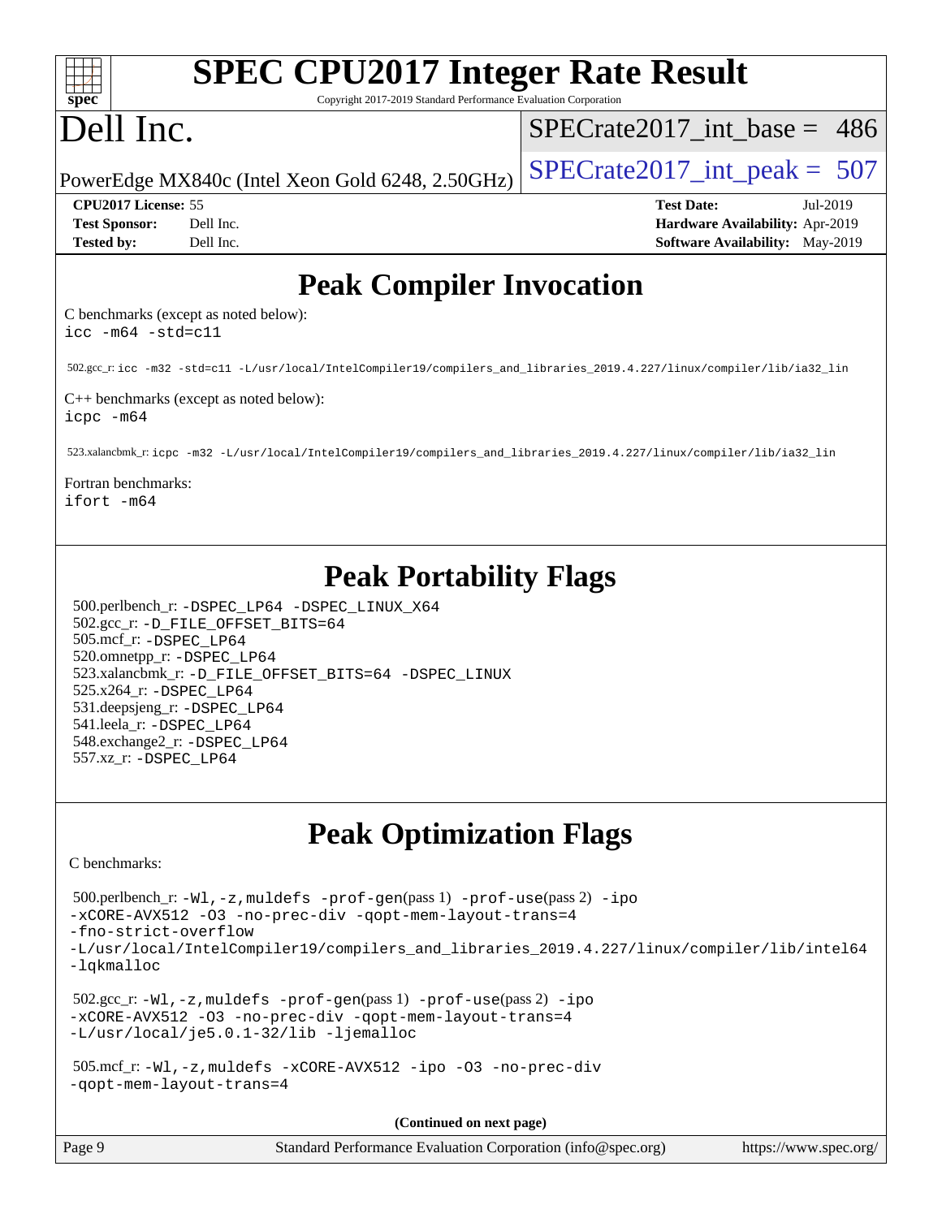# Peak Compiler Invocation

C benchmarks (except as noted below):
icc -m64 -std=c11

502.gcc_r: icc -m32 -std=c11 -L/usr/local/IntelCompiler19/compilers_and_libraries_2019.4.227/linux/compiler/lib/ia32_lin

C++ benchmarks (except as noted below):
icpc -m64

523.xalancbmk_r: icpc -m32 -L/usr/local/IntelCompiler19/compilers_and_libraries_2019.4.227/linux/compiler/lib/ia32_lin

Fortran benchmarks:
ifort -m64

# Peak Portability Flags

500.perlbench_r: -DSPEC_LP64 -DSPEC_LINUX_X64
502.gcc_r: -D_FILE_OFFSET_BITS=64
505.mcf_r: -DSPEC_LP64
520.omnetpp_r: -DSPEC_LP64
523.xalancbmk_r: -D_FILE_OFFSET_BITS=64 -DSPEC_LINUX
525.x264_r: -DSPEC_LP64
531.deepsjeng_r: -DSPEC_LP64
541.leela_r: -DSPEC_LP64
548.exchange2_r: -DSPEC_LP64
557.xz_r: -DSPEC_LP64

# Peak Optimization Flags

C benchmarks:

500.perlbench_r: -Wl,-z,muldefs -prof-gen(pass 1) -prof-use(pass 2) -ipo -xCORE-AVX512 -O3 -no-prec-div -qopt-mem-layout-trans=4 -fno-strict-overflow -L/usr/local/IntelCompiler19/compilers_and_libraries_2019.4.227/linux/compiler/lib/intel64 -lqkmalloc

502.gcc_r: -Wl,-z,muldefs -prof-gen(pass 1) -prof-use(pass 2) -ipo -xCORE-AVX512 -O3 -no-prec-div -qopt-mem-layout-trans=4 -L/usr/local/je5.0.1-32/lib -ljemalloc

505.mcf_r: -Wl,-z,muldefs -xCORE-AVX512 -ipo -O3 -no-prec-div -qopt-mem-layout-trans=4

(Continued on next page)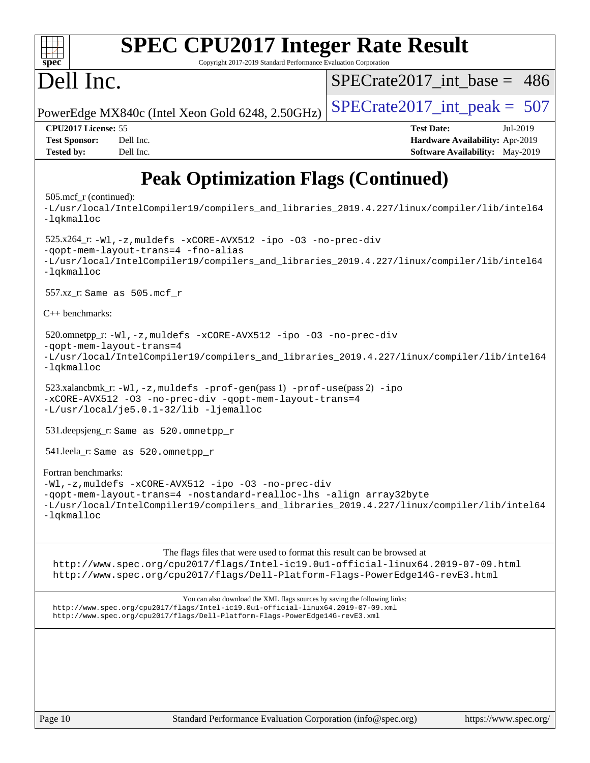# SPEC CPU2017 Integer Rate Result

Copyright 2017-2019 Standard Performance Evaluation Corporation

# Dell Inc.

PowerEdge MX840c (Intel Xeon Gold 6248, 2.50GHz)

SPECrate2017_int_base = 486

SPECrate2017_int_peak = 507

| | | | |
|---|---|---|---|
| **CPU2017 License:** | 55 | **Test Date:** | Jul-2019 |
| **Test Sponsor:** | Dell Inc. | **Hardware Availability:** | Apr-2019 |
| **Tested by:** | Dell Inc. | **Software Availability:** | May-2019 |

## Peak Optimization Flags (Continued)

505.mcf_r (continued):
-L/usr/local/IntelCompiler19/compilers_and_libraries_2019.4.227/linux/compiler/lib/intel64
-lqkmalloc

525.x264_r: -Wl,-z,muldefs -xCORE-AVX512 -ipo -O3 -no-prec-div
-qopt-mem-layout-trans=4 -fno-alias
-L/usr/local/IntelCompiler19/compilers_and_libraries_2019.4.227/linux/compiler/lib/intel64
-lqkmalloc

557.xz_r: Same as 505.mcf_r

C++ benchmarks:

520.omnetpp_r: -Wl,-z,muldefs -xCORE-AVX512 -ipo -O3 -no-prec-div
-qopt-mem-layout-trans=4
-L/usr/local/IntelCompiler19/compilers_and_libraries_2019.4.227/linux/compiler/lib/intel64
-lqkmalloc

523.xalancbmk_r: -Wl,-z,muldefs -prof-gen(pass 1) -prof-use(pass 2) -ipo
-xCORE-AVX512 -O3 -no-prec-div -qopt-mem-layout-trans=4
-L/usr/local/je5.0.1-32/lib -ljemalloc

531.deepsjeng_r: Same as 520.omnetpp_r

541.leela_r: Same as 520.omnetpp_r

Fortran benchmarks:
-Wl,-z,muldefs -xCORE-AVX512 -ipo -O3 -no-prec-div
-qopt-mem-layout-trans=4 -nostandard-realloc-lhs -align array32byte
-L/usr/local/IntelCompiler19/compilers_and_libraries_2019.4.227/linux/compiler/lib/intel64
-lqkmalloc

The flags files that were used to format this result can be browsed at
http://www.spec.org/cpu2017/flags/Intel-ic19.0u1-official-linux64.2019-07-09.html
http://www.spec.org/cpu2017/flags/Dell-Platform-Flags-PowerEdge14G-revE3.html

You can also download the XML flags sources by saving the following links:
http://www.spec.org/cpu2017/flags/Intel-ic19.0u1-official-linux64.2019-07-09.xml
http://www.spec.org/cpu2017/flags/Dell-Platform-Flags-PowerEdge14G-revE3.xml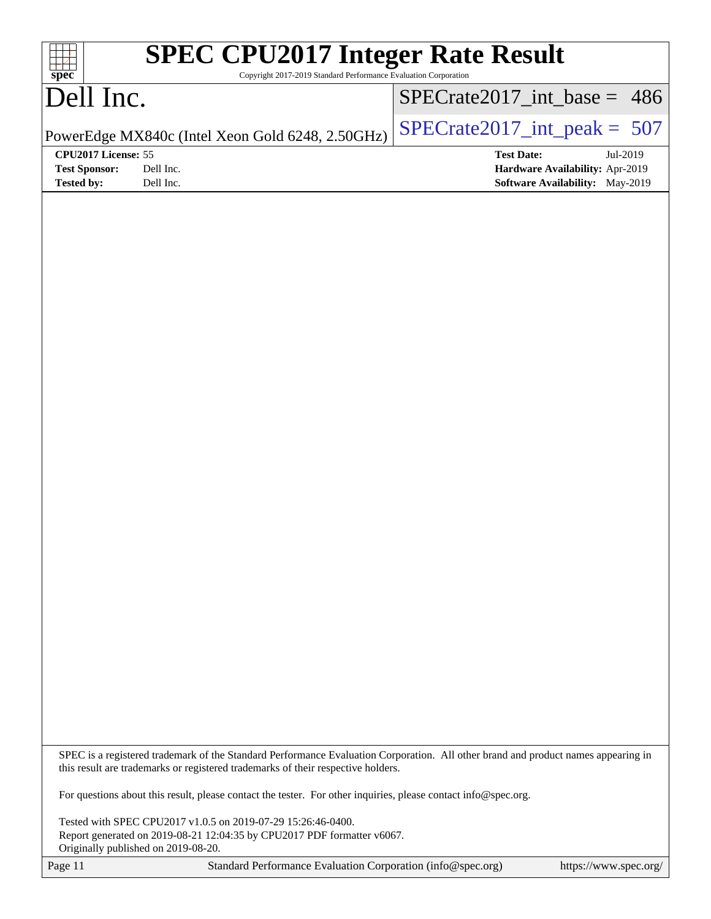SPEC is a registered trademark of the Standard Performance Evaluation Corporation. All other brand and product names appearing in this result are trademarks or registered trademarks of their respective holders.

For questions about this result, please contact the tester. For other inquiries, please contact info@spec.org.

Tested with SPEC CPU2017 v1.0.5 on 2019-07-29 15:26:46-0400.
Report generated on 2019-08-21 12:04:35 by CPU2017 PDF formatter v6067.
Originally published on 2019-08-20.